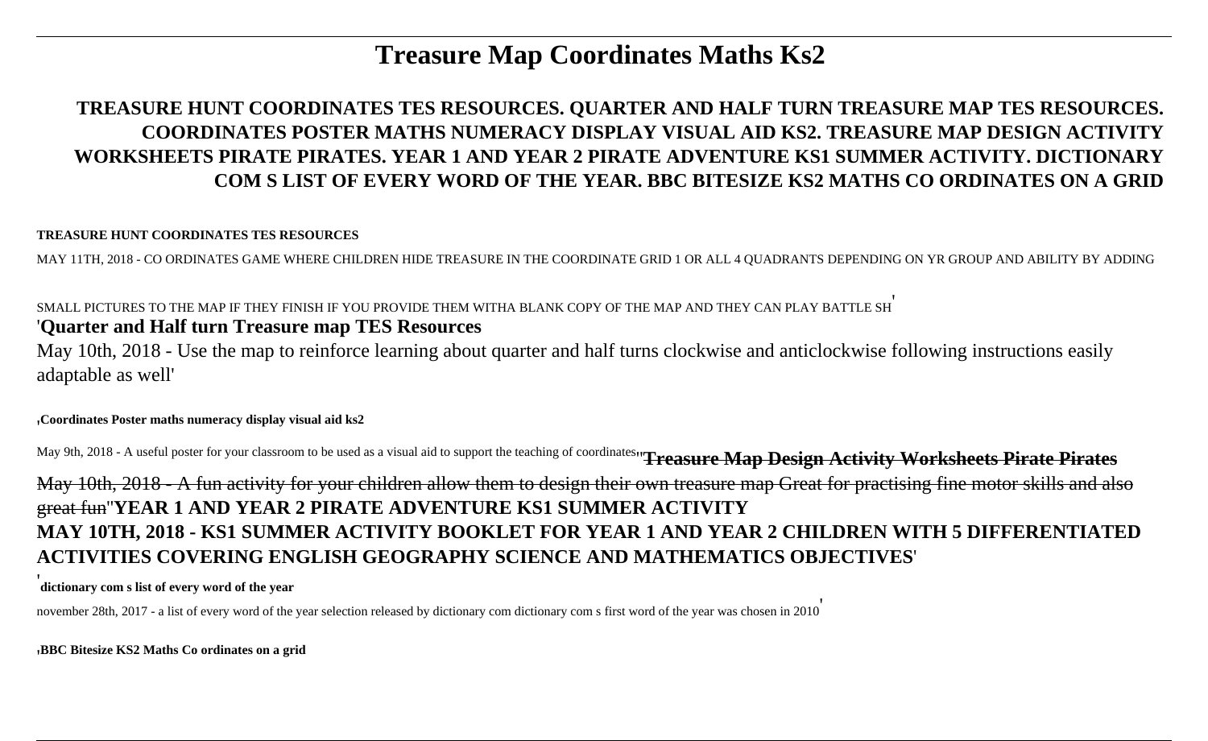# Treasure Map Coordinates Maths Ks2

## TREASURE HUNT COORDINATES TES RESOURCES. QUARTER AND HALF TURN TREASURE MAP TES RESOURCES. COORDINATES POSTER MATHS NUMERACY DISPLAY VISUAL AID KS2. TREASURE MAP DESIGN ACTIVITY WORKSHEETS PIRATE PIRATES. YEAR 1 AND YEAR 2 PIRATE ADVENTURE KS1 SUMMER ACTIVITY. DICTIONARY COM S LIST OF EVERY WORD OF THE YEAR. BBC BITESIZE KS2 MATHS CO ORDINATES ON A GRID

**TREASURE HUNT COORDINATES TES RESOURCES**

MAY 11TH, 2018 - CO ORDINATES GAME WHERE CHILDREN HIDE TREASURE IN THE COORDINATE GRID 1 OR ALL 4 QUADRANTS DEPENDING ON YR GROUP AND ABILITY BY ADDING SMALL PICTURES TO THE MAP IF THEY FINISH IF YOU PROVIDE THEM WITHA BLANK COPY OF THE MAP AND THEY CAN PLAY BATTLE SH'

'**Quarter and Half turn Treasure map TES Resources**

May 10th, 2018 - Use the map to reinforce learning about quarter and half turns clockwise and anticlockwise following instructions easily adaptable as well'

'**Coordinates Poster maths numeracy display visual aid ks2**

May 9th, 2018 - A useful poster for your classroom to be used as a visual aid to support the teaching of coordinates''**Treasure Map Design Activity Worksheets Pirate Pirates**

May 10th, 2018 - A fun activity for your children allow them to design their own treasure map Great for practising fine motor skills and also great fun''**YEAR 1 AND YEAR 2 PIRATE ADVENTURE KS1 SUMMER ACTIVITY**

**MAY 10TH, 2018 - KS1 SUMMER ACTIVITY BOOKLET FOR YEAR 1 AND YEAR 2 CHILDREN WITH 5 DIFFERENTIATED ACTIVITIES COVERING ENGLISH GEOGRAPHY SCIENCE AND MATHEMATICS OBJECTIVES**'

'**dictionary com s list of every word of the year**

november 28th, 2017 - a list of every word of the year selection released by dictionary com dictionary com s first word of the year was chosen in 2010'

'**BBC Bitesize KS2 Maths Co ordinates on a grid**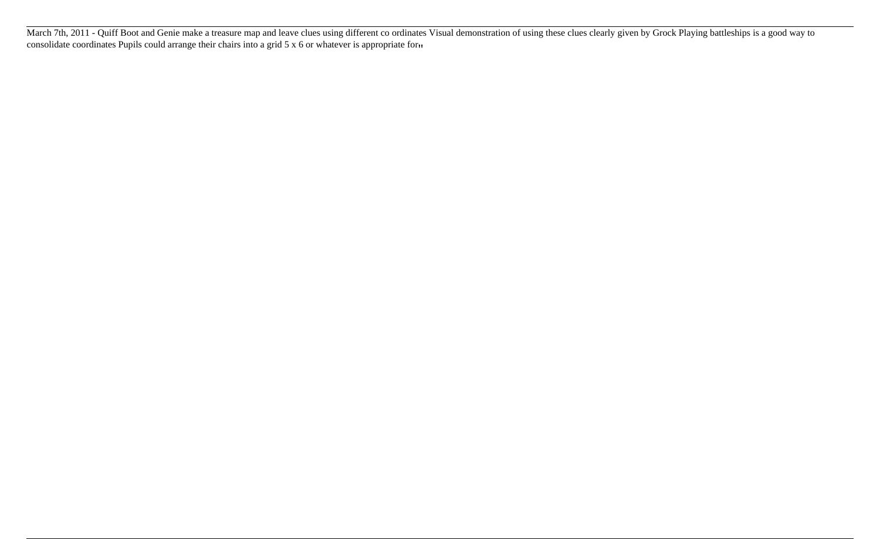March 7th, 2011 - Quiff Boot and Genie make a treasure map and leave clues using different co ordinates Visual demonstration of using these clues clearly given by Grock Playing battleships is a good way to consolidate coordinates Pupils could arrange their chairs into a grid 5 x 6 or whatever is appropriate for''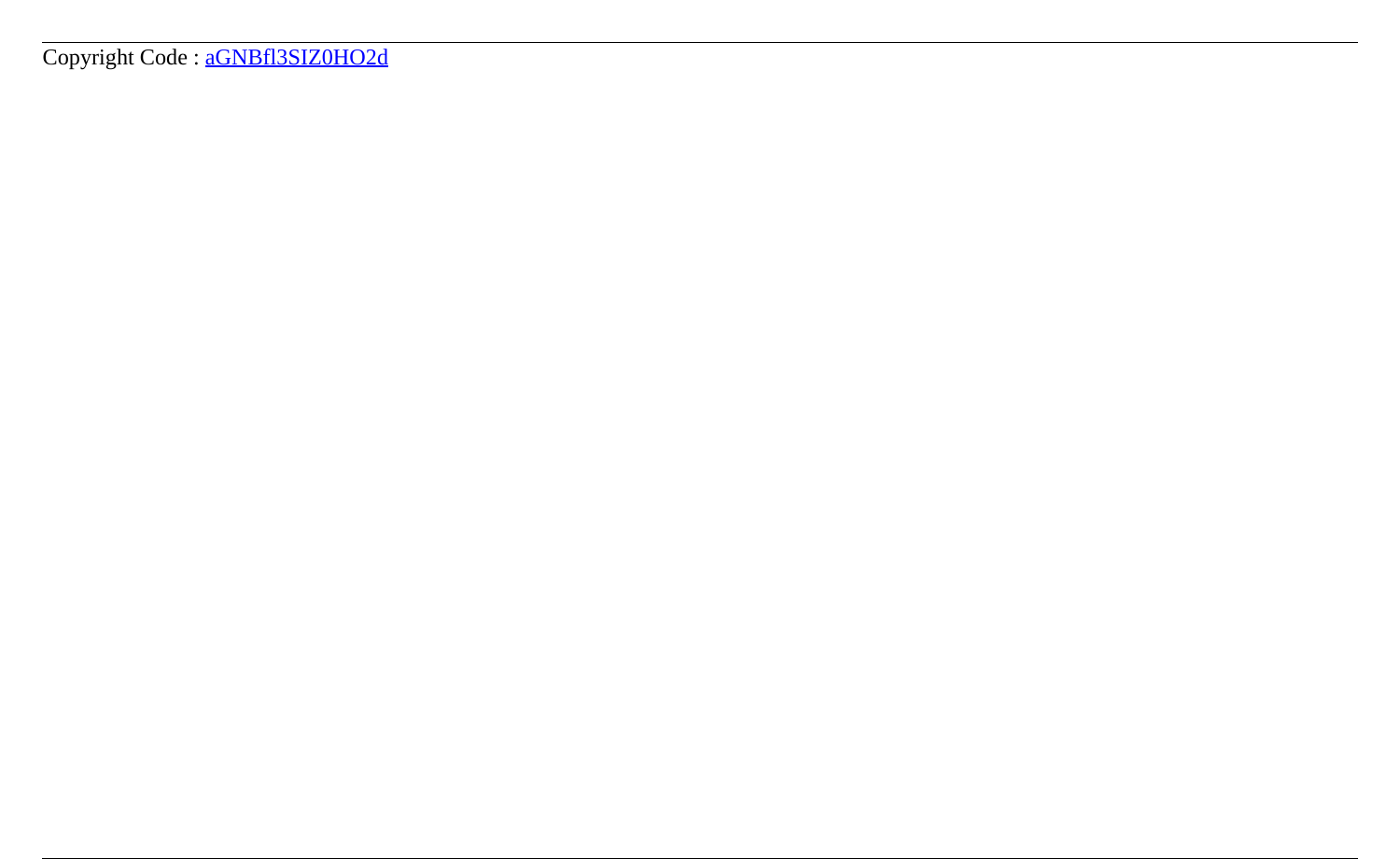Copyright Code : [aGNBfl3SIZ0HO2d]